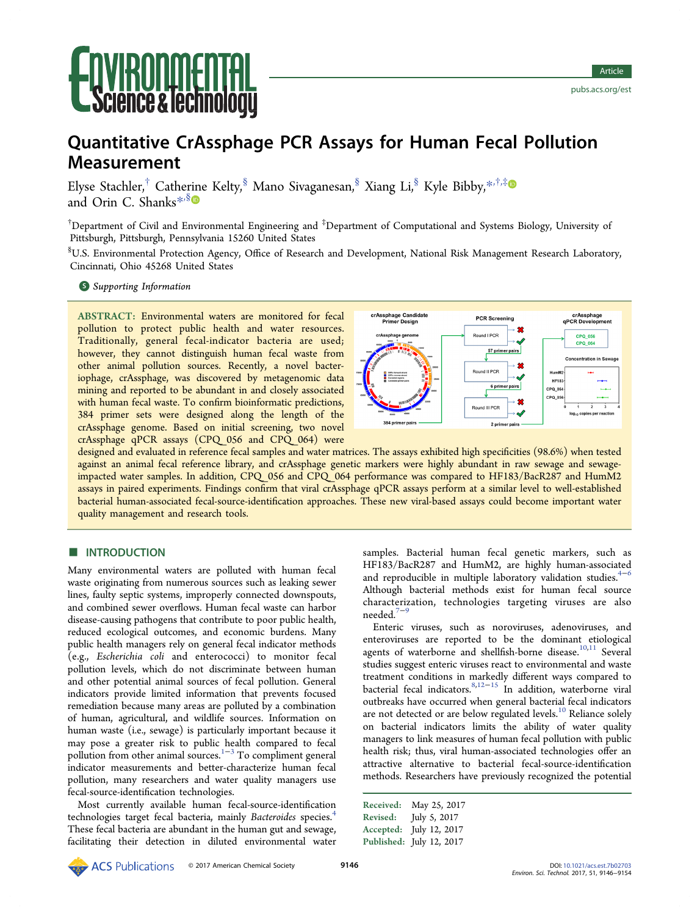# Quantitative CrAssphage PCR Assays for Human Fecal Pollution Measurement

Elyse Stachler,[†] Catherine Kelty,[§] Mano Sivaganesan,[§] Xiang Li,[§] Kyle Bibby,[*,†,‡] and Orin C. Shanks[*,§]

[†]Department of Civil and Environmental Engineering and [‡]Department of Computational and Systems Biology, University of Pittsburgh, Pittsburgh, Pennsylvania 15260 United States

[§]U.S. Environmental Protection Agency, Office of Research and Development, National Risk Management Research Laboratory, Cincinnati, Ohio 45268 United States

Supporting Information

**ABSTRACT:** Environmental waters are monitored for fecal pollution to protect public health and water resources. Traditionally, general fecal-indicator bacteria are used; however, they cannot distinguish human fecal waste from other animal pollution sources. Recently, a novel bacteriophage, crAssphage, was discovered by metagenomic data mining and reported to be abundant in and closely associated with human fecal waste. To confirm bioinformatic predictions, 384 primer sets were designed along the length of the crAssphage genome. Based on initial screening, two novel crAssphage qPCR assays (CPQ_056 and CPQ_064) were designed and evaluated in reference fecal samples and water matrices. The assays exhibited high specificities (98.6%) when tested against an animal fecal reference library, and crAssphage genetic markers were highly abundant in raw sewage and sewage-impacted water samples. In addition, CPQ_056 and CPQ_064 performance was compared to HF183/BacR287 and HumM2 assays in paired experiments. Findings confirm that viral crAssphage qPCR assays perform at a similar level to well-established bacterial human-associated fecal-source-identification approaches. These new viral-based assays could become important water quality management and research tools.

## INTRODUCTION

Many environmental waters are polluted with human fecal waste originating from numerous sources such as leaking sewer lines, faulty septic systems, improperly connected downspouts, and combined sewer overflows. Human fecal waste can harbor disease-causing pathogens that contribute to poor public health, reduced ecological outcomes, and economic burdens. Many public health managers rely on general fecal indicator methods (e.g., *Escherichia coli* and enterococci) to monitor fecal pollution levels, which do not discriminate between human and other potential animal sources of fecal pollution. General indicators provide limited information that prevents focused remediation because many areas are polluted by a combination of human, agricultural, and wildlife sources. Information on human waste (i.e., sewage) is particularly important because it may pose a greater risk to public health compared to fecal pollution from other animal sources.[1−3] To compliment general indicator measurements and better-characterize human fecal pollution, many researchers and water quality managers use fecal-source-identification technologies.

Most currently available human fecal-source-identification technologies target fecal bacteria, mainly *Bacteroides* species.[4] These fecal bacteria are abundant in the human gut and sewage, facilitating their detection in diluted environmental water samples. Bacterial human fecal genetic markers, such as HF183/BacR287 and HumM2, are highly human-associated and reproducible in multiple laboratory validation studies.[4−6] Although bacterial methods exist for human fecal source characterization, technologies targeting viruses are also needed.[7−9]

Enteric viruses, such as noroviruses, adenoviruses, and enteroviruses are reported to be the dominant etiological agents of waterborne and shellfish-borne disease.[10,11] Several studies suggest enteric viruses react to environmental and waste treatment conditions in markedly different ways compared to bacterial fecal indicators.[8,12−15] In addition, waterborne viral outbreaks have occurred when general bacterial fecal indicators are not detected or are below regulated levels.[10] Reliance solely on bacterial indicators limits the ability of water quality managers to link measures of human fecal pollution with public health risk; thus, viral human-associated technologies offer an attractive alternative to bacterial fecal-source-identification methods. Researchers have previously recognized the potential

Received: May 25, 2017
Revised: July 5, 2017
Accepted: July 12, 2017
Published: July 12, 2017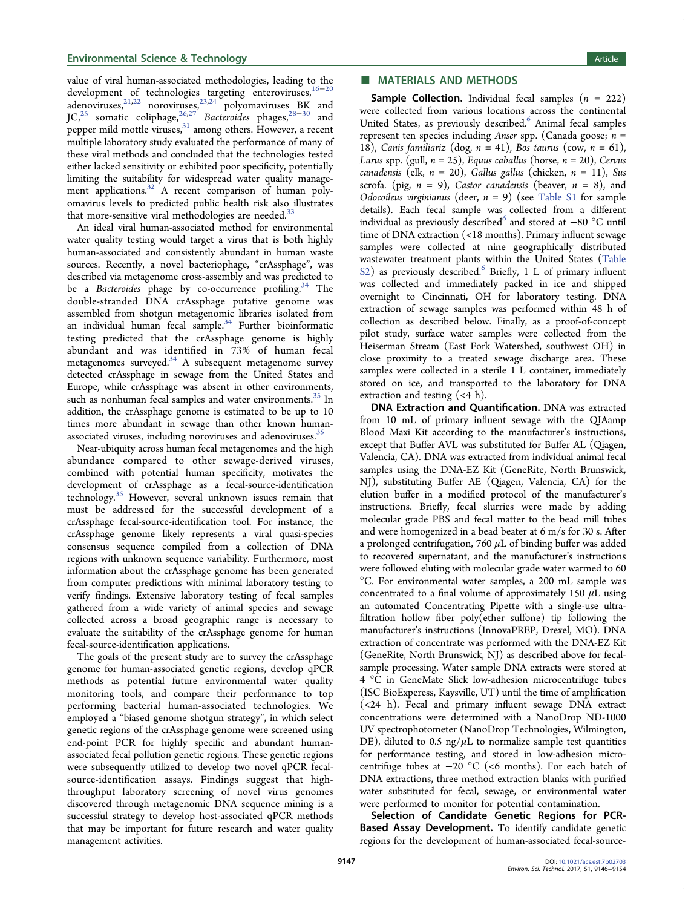value of viral human-associated methodologies, leading to the development of technologies targeting enteroviruses,[16−20] adenoviruses,[21,22] noroviruses,[23,24] polyomaviruses BK and JC,[25] somatic coliphage,[26,27] *Bacteroides* phages,[28−30] and pepper mild mottle viruses,[31] among others. However, a recent multiple laboratory study evaluated the performance of many of these viral methods and concluded that the technologies tested either lacked sensitivity or exhibited poor specificity, potentially limiting the suitability for widespread water quality management applications.[32] A recent comparison of human polyomavirus levels to predicted public health risk also illustrates that more-sensitive viral methodologies are needed.[33]

An ideal viral human-associated method for environmental water quality testing would target a virus that is both highly human-associated and consistently abundant in human waste sources. Recently, a novel bacteriophage, "crAssphage", was described via metagenome cross-assembly and was predicted to be a *Bacteroides* phage by co-occurrence profiling.[34] The double-stranded DNA crAssphage putative genome was assembled from shotgun metagenomic libraries isolated from an individual human fecal sample.[34] Further bioinformatic testing predicted that the crAssphage genome is highly abundant and was identified in 73% of human fecal metagenomes surveyed.[34] A subsequent metagenome survey detected crAssphage in sewage from the United States and Europe, while crAssphage was absent in other environments, such as nonhuman fecal samples and water environments.[35] In addition, the crAssphage genome is estimated to be up to 10 times more abundant in sewage than other known human-associated viruses, including noroviruses and adenoviruses.[35]

Near-ubiquity across human fecal metagenomes and the high abundance compared to other sewage-derived viruses, combined with potential human specificity, motivates the development of crAssphage as a fecal-source-identification technology.[35] However, several unknown issues remain that must be addressed for the successful development of a crAssphage fecal-source-identification tool. For instance, the crAssphage genome likely represents a viral quasi-species consensus sequence compiled from a collection of DNA regions with unknown sequence variability. Furthermore, most information about the crAssphage genome has been generated from computer predictions with minimal laboratory testing to verify findings. Extensive laboratory testing of fecal samples gathered from a wide variety of animal species and sewage collected across a broad geographic range is necessary to evaluate the suitability of the crAssphage genome for human fecal-source-identification applications.

The goals of the present study are to survey the crAssphage genome for human-associated genetic regions, develop qPCR methods as potential future environmental water quality monitoring tools, and compare their performance to top performing bacterial human-associated technologies. We employed a "biased genome shotgun strategy", in which select genetic regions of the crAssphage genome were screened using end-point PCR for highly specific and abundant human-associated fecal pollution genetic regions. These genetic regions were subsequently utilized to develop two novel qPCR fecal-source-identification assays. Findings suggest that high-throughput laboratory screening of novel virus genomes discovered through metagenomic DNA sequence mining is a successful strategy to develop host-associated qPCR methods that may be important for future research and water quality management activities.

## MATERIALS AND METHODS

**Sample Collection.** Individual fecal samples ($n$ = 222) were collected from various locations across the continental United States, as previously described.[6] Fecal samples represent ten species including *Anser* spp. (Canada goose; $n$ = 18), *Canis familiariz* (dog, $n$ = 41), *Bos taurus* (cow, $n$ = 61), *Larus* spp. (gull, $n$ = 25), *Equus caballus* (horse, $n$ = 20), *Cervus canadensis* (elk, $n$ = 20), *Gallus gallus* (chicken, $n$ = 11), *Sus scrofa*. (pig, $n$ = 9), *Castor canadensis* (beaver, $n$ = 8), and *Odocoileus virginianus* (deer, $n$ = 9) (see Table S1 for sample details). Each fecal sample was collected from a different individual as previously described[6] and stored at −80 °C until time of DNA extraction (<18 months). Primary influent sewage samples were collected at nine geographically distributed wastewater treatment plants within the United States (Table S2) as previously described.[6] Briefly, 1 L of primary influent was collected and immediately packed in ice and shipped overnight to Cincinnati, OH for laboratory testing. DNA extraction of sewage samples was performed within 48 h of collection as described below. Finally, as a proof-of-concept pilot study, surface water samples were collected from the Heiserman Stream (East Fork Watershed, southwest OH) in close proximity to a treated sewage discharge area. These samples were collected in a sterile 1 L container, immediately stored on ice, and transported to the laboratory for DNA extraction and testing (<4 h).

**DNA Extraction and Quantification.** DNA was extracted from 10 mL of primary influent sewage with the QIAamp Blood Maxi Kit according to the manufacturer's instructions, except that Buffer AVL was substituted for Buffer AL (Qiagen, Valencia, CA). DNA was extracted from individual animal fecal samples using the DNA-EZ Kit (GeneRite, North Brunswick, NJ), substituting Buffer AE (Qiagen, Valencia, CA) for the elution buffer in a modified protocol of the manufacturer's instructions. Briefly, fecal slurries were made by adding molecular grade PBS and fecal matter to the bead mill tubes and were homogenized in a bead beater at 6 m/s for 30 s. After a prolonged centrifugation, 760 μL of binding buffer was added to recovered supernatant, and the manufacturer's instructions were followed eluting with molecular grade water warmed to 60 °C. For environmental water samples, a 200 mL sample was concentrated to a final volume of approximately 150 μL using an automated Concentrating Pipette with a single-use ultrafiltration hollow fiber poly(ether sulfone) tip following the manufacturer's instructions (InnovaPREP, Drexel, MO). DNA extraction of concentrate was performed with the DNA-EZ Kit (GeneRite, North Brunswick, NJ) as described above for fecal-sample processing. Water sample DNA extracts were stored at 4 °C in GeneMate Slick low-adhesion microcentrifuge tubes (ISC BioExperess, Kaysville, UT) until the time of amplification (<24 h). Fecal and primary influent sewage DNA extract concentrations were determined with a NanoDrop ND-1000 UV spectrophotometer (NanoDrop Technologies, Wilmington, DE), diluted to 0.5 ng/μL to normalize sample test quantities for performance testing, and stored in low-adhesion microcentrifuge tubes at −20 °C (<6 months). For each batch of DNA extractions, three method extraction blanks with purified water substituted for fecal, sewage, or environmental water were performed to monitor for potential contamination.

**Selection of Candidate Genetic Regions for PCR-Based Assay Development.** To identify candidate genetic regions for the development of human-associated fecal-source-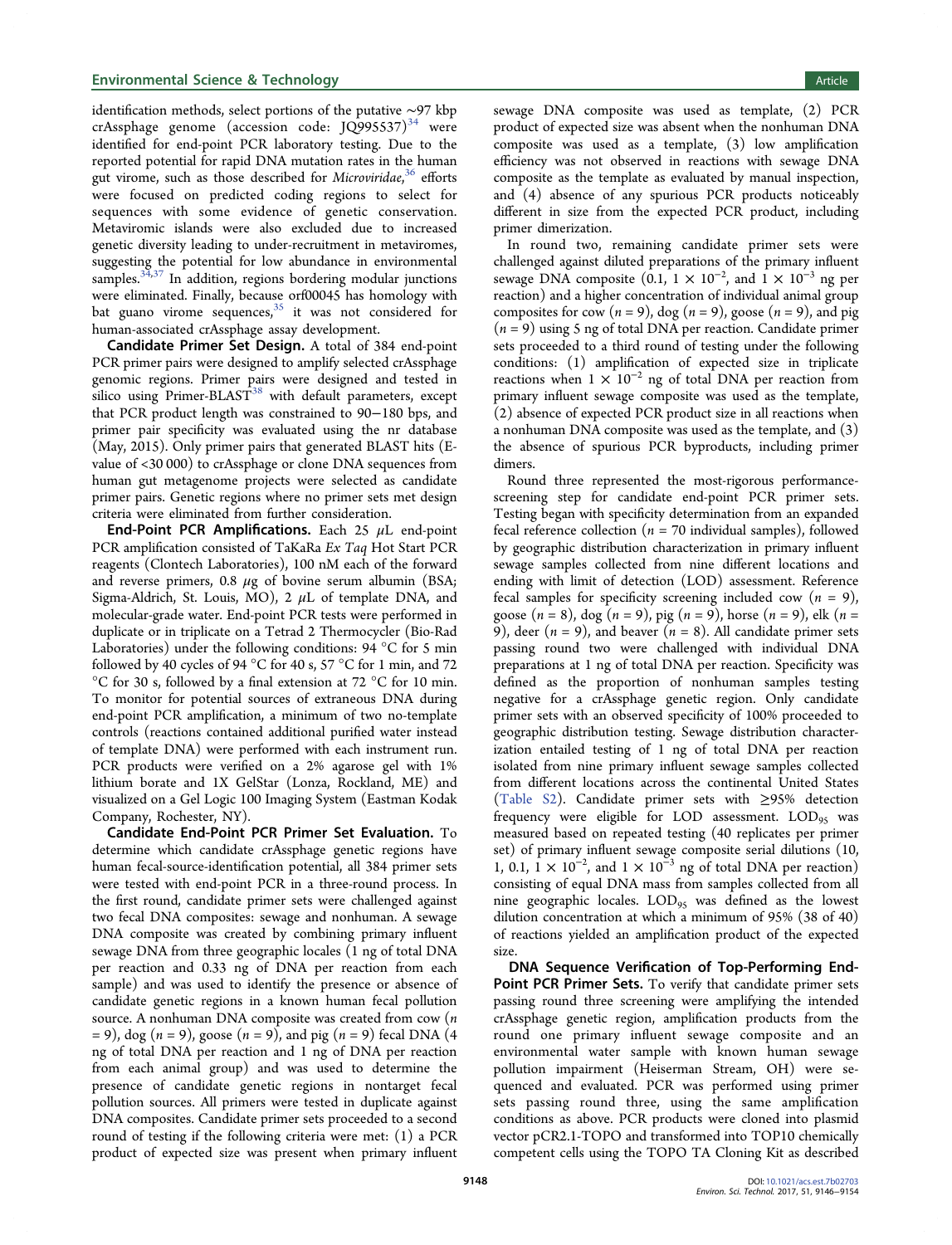identification methods, select portions of the putative ~97 kbp crAssphage genome (accession code: JQ995537)[34] were identified for end-point PCR laboratory testing. Due to the reported potential for rapid DNA mutation rates in the human gut virome, such as those described for *Microviridae*,[36] efforts were focused on predicted coding regions to select for sequences with some evidence of genetic conservation. Metaviromic islands were also excluded due to increased genetic diversity leading to under-recruitment in metaviromes, suggesting the potential for low abundance in environmental samples.[34,37] In addition, regions bordering modular junctions were eliminated. Finally, because orf00045 has homology with bat guano virome sequences,[35] it was not considered for human-associated crAssphage assay development.

**Candidate Primer Set Design.** A total of 384 end-point PCR primer pairs were designed to amplify selected crAssphage genomic regions. Primer pairs were designed and tested in silico using Primer-BLAST[38] with default parameters, except that PCR product length was constrained to 90−180 bps, and primer pair specificity was evaluated using the nr database (May, 2015). Only primer pairs that generated BLAST hits (E-value of <30 000) to crAssphage or clone DNA sequences from human gut metagenome projects were selected as candidate primer pairs. Genetic regions where no primer sets met design criteria were eliminated from further consideration.

**End-Point PCR Amplifications.** Each 25 $\mu$L end-point PCR amplification consisted of TaKaRa *Ex Taq* Hot Start PCR reagents (Clontech Laboratories), 100 nM each of the forward and reverse primers, 0.8 $\mu$g of bovine serum albumin (BSA; Sigma-Aldrich, St. Louis, MO), 2 $\mu$L of template DNA, and molecular-grade water. End-point PCR tests were performed in duplicate or in triplicate on a Tetrad 2 Thermocycler (Bio-Rad Laboratories) under the following conditions: 94 °C for 5 min followed by 40 cycles of 94 °C for 40 s, 57 °C for 1 min, and 72 °C for 30 s, followed by a final extension at 72 °C for 10 min. To monitor for potential sources of extraneous DNA during end-point PCR amplification, a minimum of two no-template controls (reactions contained additional purified water instead of template DNA) were performed with each instrument run. PCR products were verified on a 2% agarose gel with 1% lithium borate and 1X GelStar (Lonza, Rockland, ME) and visualized on a Gel Logic 100 Imaging System (Eastman Kodak Company, Rochester, NY).

**Candidate End-Point PCR Primer Set Evaluation.** To determine which candidate crAssphage genetic regions have human fecal-source-identification potential, all 384 primer sets were tested with end-point PCR in a three-round process. In the first round, candidate primer sets were challenged against two fecal DNA composites: sewage and nonhuman. A sewage DNA composite was created by combining primary influent sewage DNA from three geographic locales (1 ng of total DNA per reaction and 0.33 ng of DNA per reaction from each sample) and was used to identify the presence or absence of candidate genetic regions in a known human fecal pollution source. A nonhuman DNA composite was created from cow ($n$ = 9), dog ($n$ = 9), goose ($n$ = 9), and pig ($n$ = 9) fecal DNA (4 ng of total DNA per reaction and 1 ng of DNA per reaction from each animal group) and was used to determine the presence of candidate genetic regions in nontarget fecal pollution sources. All primers were tested in duplicate against DNA composites. Candidate primer sets proceeded to a second round of testing if the following criteria were met: (1) a PCR product of expected size was present when primary influent sewage DNA composite was used as template, (2) PCR product of expected size was absent when the nonhuman DNA composite was used as a template, (3) low amplification efficiency was not observed in reactions with sewage DNA composite as the template as evaluated by manual inspection, and (4) absence of any spurious PCR products noticeably different in size from the expected PCR product, including primer dimerization.

In round two, remaining candidate primer sets were challenged against diluted preparations of the primary influent sewage DNA composite (0.1, $1 \times 10^{-2}$, and $1 \times 10^{-3}$ ng per reaction) and a higher concentration of individual animal group composites for cow ($n$ = 9), dog ($n$ = 9), goose ($n$ = 9), and pig ($n$ = 9) using 5 ng of total DNA per reaction. Candidate primer sets proceeded to a third round of testing under the following conditions: (1) amplification of expected size in triplicate reactions when $1 \times 10^{-2}$ ng of total DNA per reaction from primary influent sewage composite was used as the template, (2) absence of expected PCR product size in all reactions when a nonhuman DNA composite was used as the template, and (3) the absence of spurious PCR byproducts, including primer dimers.

Round three represented the most-rigorous performance-screening step for candidate end-point PCR primer sets. Testing began with specificity determination from an expanded fecal reference collection ($n$ = 70 individual samples), followed by geographic distribution characterization in primary influent sewage samples collected from nine different locations and ending with limit of detection (LOD) assessment. Reference fecal samples for specificity screening included cow ($n$ = 9), goose ($n$ = 8), dog ($n$ = 9), pig ($n$ = 9), horse ($n$ = 9), elk ($n$ = 9), deer ($n$ = 9), and beaver ($n$ = 8). All candidate primer sets passing round two were challenged with individual DNA preparations at 1 ng of total DNA per reaction. Specificity was defined as the proportion of nonhuman samples testing negative for a crAssphage genetic region. Only candidate primer sets with an observed specificity of 100% proceeded to geographic distribution testing. Sewage distribution characterization entailed testing of 1 ng of total DNA per reaction isolated from nine primary influent sewage samples collected from different locations across the continental United States (Table S2). Candidate primer sets with ≥95% detection frequency were eligible for LOD assessment. $LOD_{95}$ was measured based on repeated testing (40 replicates per primer set) of primary influent sewage composite serial dilutions (10, 1, 0.1, $1 \times 10^{-2}$, and $1 \times 10^{-3}$ ng of total DNA per reaction) consisting of equal DNA mass from samples collected from all nine geographic locales. $LOD_{95}$ was defined as the lowest dilution concentration at which a minimum of 95% (38 of 40) of reactions yielded an amplification product of the expected size.

**DNA Sequence Verification of Top-Performing End-Point PCR Primer Sets.** To verify that candidate primer sets passing round three screening were amplifying the intended crAssphage genetic region, amplification products from the round one primary influent sewage composite and an environmental water sample with known human sewage pollution impairment (Heiserman Stream, OH) were sequenced and evaluated. PCR was performed using primer sets passing round three, using the same amplification conditions as above. PCR products were cloned into plasmid vector pCR2.1-TOPO and transformed into TOP10 chemically competent cells using the TOPO TA Cloning Kit as described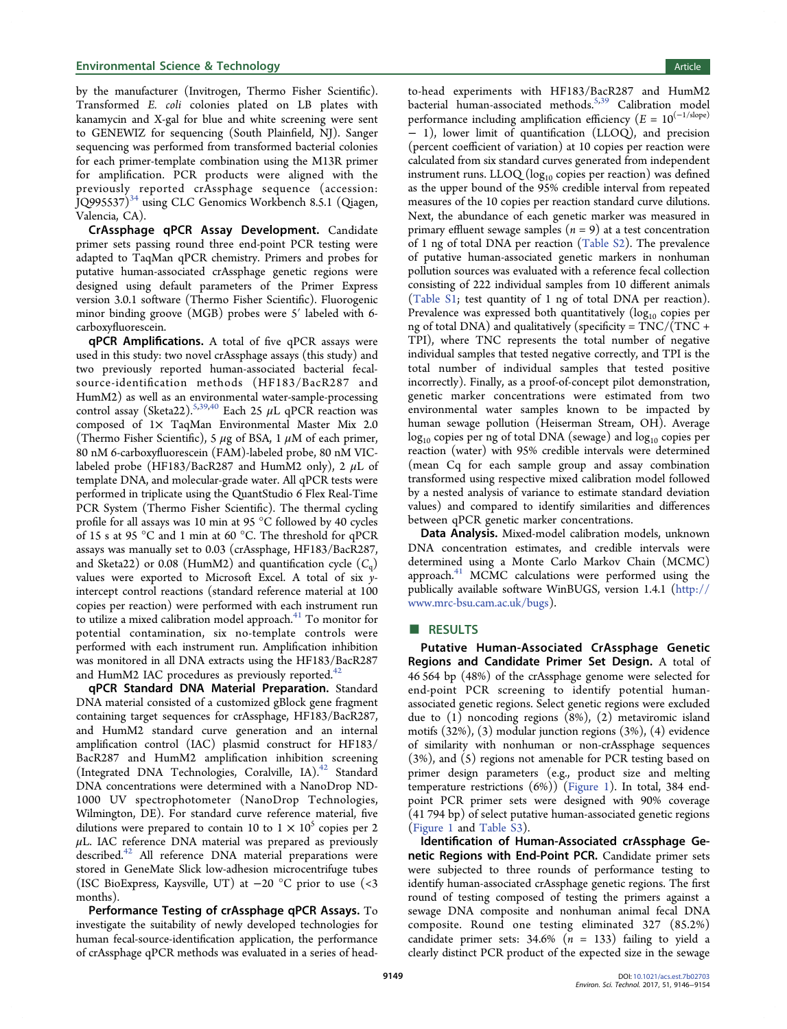by the manufacturer (Invitrogen, Thermo Fisher Scientific). Transformed *E. coli* colonies plated on LB plates with kanamycin and X-gal for blue and white screening were sent to GENEWIZ for sequencing (South Plainfield, NJ). Sanger sequencing was performed from transformed bacterial colonies for each primer-template combination using the M13R primer for amplification. PCR products were aligned with the previously reported crAssphage sequence (accession: JQ995537)[34] using CLC Genomics Workbench 8.5.1 (Qiagen, Valencia, CA).

**CrAssphage qPCR Assay Development.** Candidate primer sets passing round three end-point PCR testing were adapted to TaqMan qPCR chemistry. Primers and probes for putative human-associated crAssphage genetic regions were designed using default parameters of the Primer Express version 3.0.1 software (Thermo Fisher Scientific). Fluorogenic minor binding groove (MGB) probes were 5′ labeled with 6-carboxyfluorescein.

**qPCR Amplifications.** A total of five qPCR assays were used in this study: two novel crAssphage assays (this study) and two previously reported human-associated bacterial fecal-source-identification methods (HF183/BacR287 and HumM2) as well as an environmental water-sample-processing control assay (Sketa22).[5,39,40] Each 25 μL qPCR reaction was composed of 1× TaqMan Environmental Master Mix 2.0 (Thermo Fisher Scientific), 5 μg of BSA, 1 μM of each primer, 80 nM 6-carboxyfluorescein (FAM)-labeled probe, 80 nM VIC-labeled probe (HF183/BacR287 and HumM2 only), 2 μL of template DNA, and molecular-grade water. All qPCR tests were performed in triplicate using the QuantStudio 6 Flex Real-Time PCR System (Thermo Fisher Scientific). The thermal cycling profile for all assays was 10 min at 95 °C followed by 40 cycles of 15 s at 95 °C and 1 min at 60 °C. The threshold for qPCR assays was manually set to 0.03 (crAssphage, HF183/BacR287, and Sketa22) or 0.08 (HumM2) and quantification cycle ($C_q$) values were exported to Microsoft Excel. A total of six *y*-intercept control reactions (standard reference material at 100 copies per reaction) were performed with each instrument run to utilize a mixed calibration model approach.[41] To monitor for potential contamination, six no-template controls were performed with each instrument run. Amplification inhibition was monitored in all DNA extracts using the HF183/BacR287 and HumM2 IAC procedures as previously reported.[42]

**qPCR Standard DNA Material Preparation.** Standard DNA material consisted of a customized gBlock gene fragment containing target sequences for crAssphage, HF183/BacR287, and HumM2 standard curve generation and an internal amplification control (IAC) plasmid construct for HF183/BacR287 and HumM2 amplification inhibition screening (Integrated DNA Technologies, Coralville, IA).[42] Standard DNA concentrations were determined with a NanoDrop ND-1000 UV spectrophotometer (NanoDrop Technologies, Wilmington, DE). For standard curve reference material, five dilutions were prepared to contain 10 to $1 \times 10^5$ copies per 2 μL. IAC reference DNA material was prepared as previously described.[42] All reference DNA material preparations were stored in GeneMate Slick low-adhesion microcentrifuge tubes (ISC BioExpress, Kaysville, UT) at −20 °C prior to use (<3 months).

**Performance Testing of crAssphage qPCR Assays.** To investigate the suitability of newly developed technologies for human fecal-source-identification application, the performance of crAssphage qPCR methods was evaluated in a series of head-to-head experiments with HF183/BacR287 and HumM2 bacterial human-associated methods.[5,39] Calibration model performance including amplification efficiency ($E = 10^{(-1/\text{slope})} - 1$), lower limit of quantification (LLOQ), and precision (percent coefficient of variation) at 10 copies per reaction were calculated from six standard curves generated from independent instrument runs. LLOQ ($\log_{10}$ copies per reaction) was defined as the upper bound of the 95% credible interval from repeated measures of the 10 copies per reaction standard curve dilutions. Next, the abundance of each genetic marker was measured in primary effluent sewage samples ($n = 9$) at a test concentration of 1 ng of total DNA per reaction (Table S2). The prevalence of putative human-associated genetic markers in nonhuman pollution sources was evaluated with a reference fecal collection consisting of 222 individual samples from 10 different animals (Table S1; test quantity of 1 ng of total DNA per reaction). Prevalence was expressed both quantitatively ($\log_{10}$ copies per ng of total DNA) and qualitatively (specificity = TNC/(TNC + TPI), where TNC represents the total number of negative individual samples that tested negative correctly, and TPI is the total number of individual samples that tested positive incorrectly). Finally, as a proof-of-concept pilot demonstration, genetic marker concentrations were estimated from two environmental water samples known to be impacted by human sewage pollution (Heiserman Stream, OH). Average $\log_{10}$ copies per ng of total DNA (sewage) and $\log_{10}$ copies per reaction (water) with 95% credible intervals were determined (mean Cq for each sample group and assay combination transformed using respective mixed calibration model followed by a nested analysis of variance to estimate standard deviation values) and compared to identify similarities and differences between qPCR genetic marker concentrations.

**Data Analysis.** Mixed-model calibration models, unknown DNA concentration estimates, and credible intervals were determined using a Monte Carlo Markov Chain (MCMC) approach.[41] MCMC calculations were performed using the publically available software WinBUGS, version 1.4.1 (http://www.mrc-bsu.cam.ac.uk/bugs).

## ■ RESULTS

**Putative Human-Associated CrAssphage Genetic Regions and Candidate Primer Set Design.** A total of 46 564 bp (48%) of the crAssphage genome were selected for end-point PCR screening to identify potential human-associated genetic regions. Select genetic regions were excluded due to (1) noncoding regions (8%), (2) metaviromic island motifs (32%), (3) modular junction regions (3%), (4) evidence of similarity with nonhuman or non-crAssphage sequences (3%), and (5) regions not amenable for PCR testing based on primer design parameters (e.g., product size and melting temperature restrictions (6%)) (Figure 1). In total, 384 end-point PCR primer sets were designed with 90% coverage (41 794 bp) of select putative human-associated genetic regions (Figure 1 and Table S3).

**Identification of Human-Associated crAssphage Genetic Regions with End-Point PCR.** Candidate primer sets were subjected to three rounds of performance testing to identify human-associated crAssphage genetic regions. The first round of testing composed of testing the primers against a sewage DNA composite and nonhuman animal fecal DNA composite. Round one testing eliminated 327 (85.2%) candidate primer sets: 34.6% ($n = 133$) failing to yield a clearly distinct PCR product of the expected size in the sewage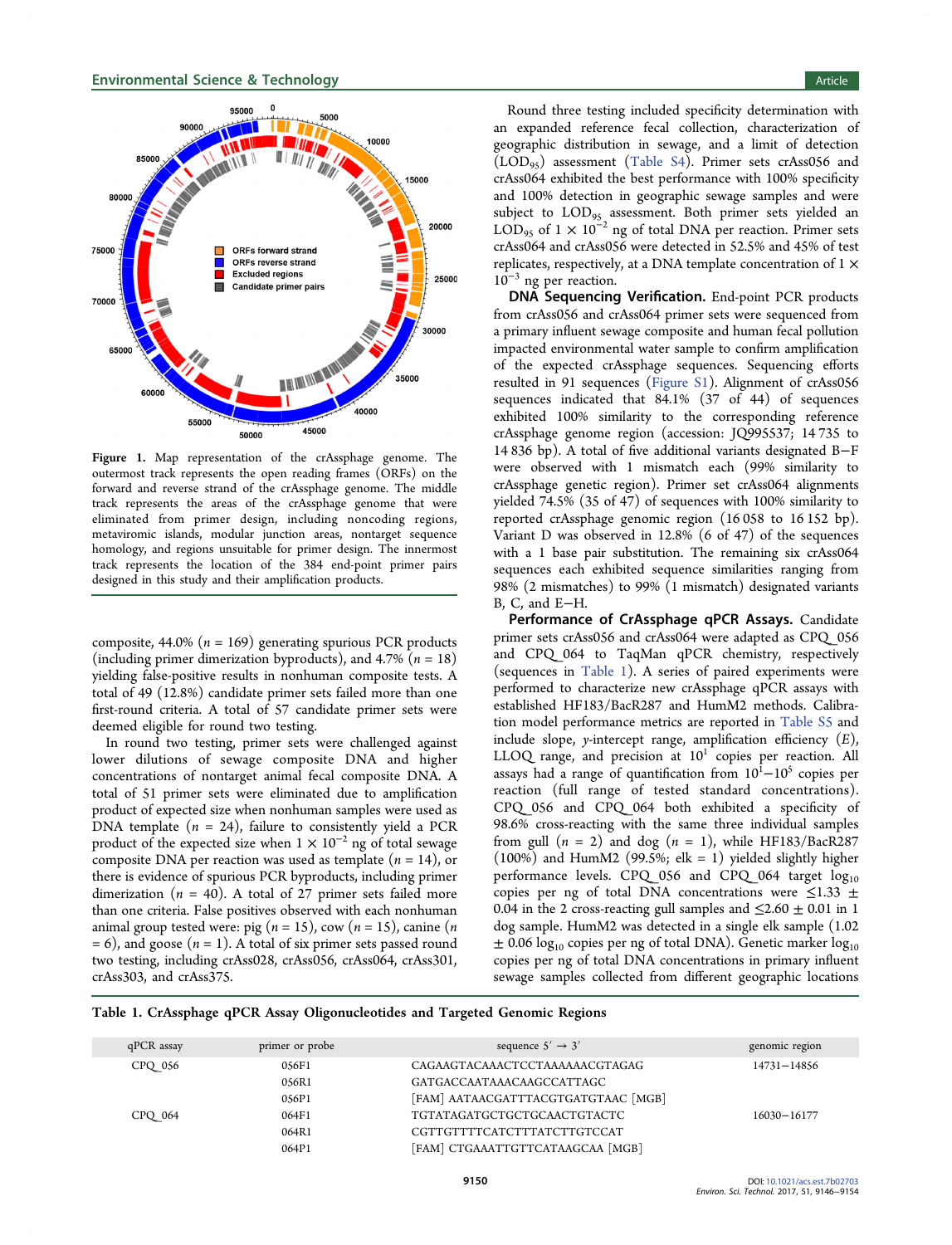Figure 1. Map representation of the crAssphage genome. The outermost track represents the open reading frames (ORFs) on the forward and reverse strand of the crAssphage genome. The middle track represents the areas of the crAssphage genome that were eliminated from primer design, including noncoding regions, metaviromic islands, modular junction areas, nontarget sequence homology, and regions unsuitable for primer design. The innermost track represents the location of the 384 end-point primer pairs designed in this study and their amplification products.

composite, 44.0% ($n = 169$) generating spurious PCR products (including primer dimerization byproducts), and 4.7% ($n = 18$) yielding false-positive results in nonhuman composite tests. A total of 49 (12.8%) candidate primer sets failed more than one first-round criteria. A total of 57 candidate primer sets were deemed eligible for round two testing.

In round two testing, primer sets were challenged against lower dilutions of sewage composite DNA and higher concentrations of nontarget animal fecal composite DNA. A total of 51 primer sets were eliminated due to amplification product of expected size when nonhuman samples were used as DNA template ($n = 24$), failure to consistently yield a PCR product of the expected size when $1 \times 10^{-2}$ ng of total sewage composite DNA per reaction was used as template ($n = 14$), or there is evidence of spurious PCR byproducts, including primer dimerization ($n = 40$). A total of 27 primer sets failed more than one criteria. False positives observed with each nonhuman animal group tested were: pig ($n = 15$), cow ($n = 15$), canine ($n = 6$), and goose ($n = 1$). A total of six primer sets passed round two testing, including crAss028, crAss056, crAss064, crAss301, crAss303, and crAss375.

Round three testing included specificity determination with an expanded reference fecal collection, characterization of geographic distribution in sewage, and a limit of detection ($LOD_{95}$) assessment (Table S4). Primer sets crAss056 and crAss064 exhibited the best performance with 100% specificity and 100% detection in geographic sewage samples and were subject to $LOD_{95}$ assessment. Both primer sets yielded an $LOD_{95}$ of $1 \times 10^{-2}$ ng of total DNA per reaction. Primer sets crAss064 and crAss056 were detected in 52.5% and 45% of test replicates, respectively, at a DNA template concentration of $1 \times 10^{-3}$ ng per reaction.

**DNA Sequencing Verification.** End-point PCR products from crAss056 and crAss064 primer sets were sequenced from a primary influent sewage composite and human fecal pollution impacted environmental water sample to confirm amplification of the expected crAssphage sequences. Sequencing efforts resulted in 91 sequences (Figure S1). Alignment of crAss056 sequences indicated that 84.1% (37 of 44) of sequences exhibited 100% similarity to the corresponding reference crAssphage genome region (accession: JQ995537; 14 735 to 14 836 bp). A total of five additional variants designated B–F were observed with 1 mismatch each (99% similarity to crAssphage genetic region). Primer set crAss064 alignments yielded 74.5% (35 of 47) of sequences with 100% similarity to reported crAssphage genomic region (16 058 to 16 152 bp). Variant D was observed in 12.8% (6 of 47) of the sequences with a 1 base pair substitution. The remaining six crAss064 sequences each exhibited sequence similarities ranging from 98% (2 mismatches) to 99% (1 mismatch) designated variants B, C, and E–H.

**Performance of CrAssphage qPCR Assays.** Candidate primer sets crAss056 and crAss064 were adapted as CPQ_056 and CPQ_064 to TaqMan qPCR chemistry, respectively (sequences in Table 1). A series of paired experiments were performed to characterize new crAssphage qPCR assays with established HF183/BacR287 and HumM2 methods. Calibration model performance metrics are reported in Table S5 and include slope, *y*-intercept range, amplification efficiency ($E$), LLOQ range, and precision at $10^1$ copies per reaction. All assays had a range of quantification from $10^1$–$10^5$ copies per reaction (full range of tested standard concentrations). CPQ_056 and CPQ_064 both exhibited a specificity of 98.6% cross-reacting with the same three individual samples from gull ($n = 2$) and dog ($n = 1$), while HF183/BacR287 (100%) and HumM2 (99.5%; elk = 1) yielded slightly higher performance levels. CPQ_056 and CPQ_064 target $\log_{10}$ copies per ng of total DNA concentrations were $\leq 1.33 \pm 0.04$ in the 2 cross-reacting gull samples and $\leq 2.60 \pm 0.01$ in 1 dog sample. HumM2 was detected in a single elk sample ($1.02 \pm 0.06$ $\log_{10}$ copies per ng of total DNA). Genetic marker $\log_{10}$ copies per ng of total DNA concentrations in primary influent sewage samples collected from different geographic locations

**Table 1. CrAssphage qPCR Assay Oligonucleotides and Targeted Genomic Regions**

| qPCR assay | primer or probe | sequence 5′ → 3′ | genomic region |
|---|---|---|---|
| CPQ_056 | 056F1 | CAGAAGTACAAACTCCTAAAAAACGTAGAG | 14731–14856 |
| | 056R1 | GATGACCAATAAACAAGCCATTAGC | |
| | 056P1 | [FAM] AATAACGATTTACGTGATGTAAC [MGB] | |
| CPQ_064 | 064F1 | TGTATAGATGCTGCTGCAACTGTACTC | 16030–16177 |
| | 064R1 | CGTTGTTTTCATCTTTATCTTGTCCAT | |
| | 064P1 | [FAM] CTGAAATTGTTCATAAGCAA [MGB] | |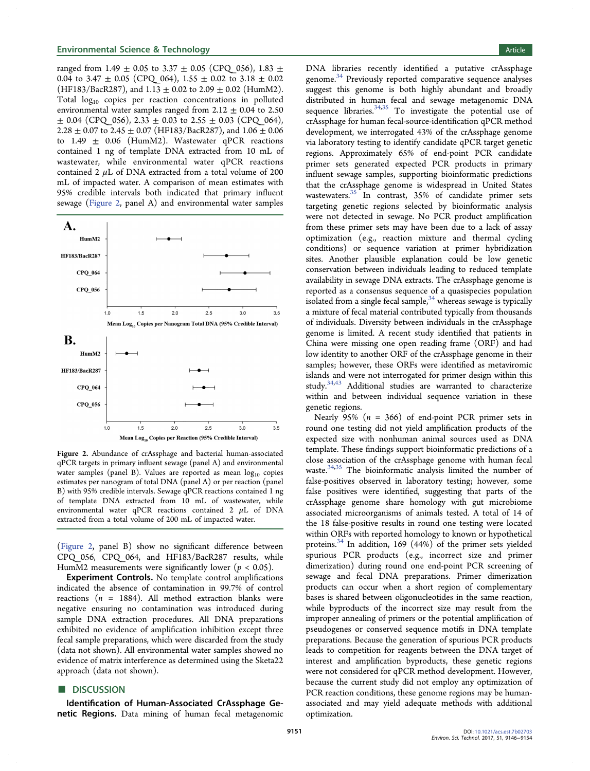ranged from 1.49 ± 0.05 to 3.37 ± 0.05 (CPQ_056), 1.83 ± 0.04 to 3.47 ± 0.05 (CPQ_064), 1.55 ± 0.02 to 3.18 ± 0.02 (HF183/BacR287), and 1.13 ± 0.02 to 2.09 ± 0.02 (HumM2). Total $\log_{10}$ copies per reaction concentrations in polluted environmental water samples ranged from 2.12 ± 0.04 to 2.50 ± 0.04 (CPQ_056), 2.33 ± 0.03 to 2.55 ± 0.03 (CPQ_064), 2.28 ± 0.07 to 2.45 ± 0.07 (HF183/BacR287), and 1.06 ± 0.06 to 1.49 ± 0.06 (HumM2). Wastewater qPCR reactions contained 1 ng of template DNA extracted from 10 mL of wastewater, while environmental water qPCR reactions contained 2 μL of DNA extracted from a total volume of 200 mL of impacted water. A comparison of mean estimates with 95% credible intervals both indicated that primary influent sewage (Figure 2, panel A) and environmental water samples (Figure 2, panel B) show no significant difference between CPQ_056, CPQ_064, and HF183/BacR287 results, while HumM2 measurements were significantly lower ($p < 0.05$).

Figure 2. Abundance of crAssphage and bacterial human-associated qPCR targets in primary influent sewage (panel A) and environmental water samples (panel B). Values are reported as mean $\log_{10}$ copies estimates per nanogram of total DNA (panel A) or per reaction (panel B) with 95% credible intervals. Sewage qPCR reactions contained 1 ng of template DNA extracted from 10 mL of wastewater, while environmental water qPCR reactions contained 2 μL of DNA extracted from a total volume of 200 mL of impacted water.

**Experiment Controls.** No template control amplifications indicated the absence of contamination in 99.7% of control reactions ($n$ = 1884). All method extraction blanks were negative ensuring no contamination was introduced during sample DNA extraction procedures. All DNA preparations exhibited no evidence of amplification inhibition except three fecal sample preparations, which were discarded from the study (data not shown). All environmental water samples showed no evidence of matrix interference as determined using the Sketa22 approach (data not shown).

## DISCUSSION

**Identification of Human-Associated CrAssphage Genetic Regions.** Data mining of human fecal metagenomic DNA libraries recently identified a putative crAssphage genome.[34] Previously reported comparative sequence analyses suggest this genome is both highly abundant and broadly distributed in human fecal and sewage metagenomic DNA sequence libraries.[34,35] To investigate the potential use of crAssphage for human fecal-source-identification qPCR method development, we interrogated 43% of the crAssphage genome via laboratory testing to identify candidate qPCR target genetic regions. Approximately 65% of end-point PCR candidate primer sets generated expected PCR products in primary influent sewage samples, supporting bioinformatic predictions that the crAssphage genome is widespread in United States wastewaters.[35] In contrast, 35% of candidate primer sets targeting genetic regions selected by bioinformatic analysis were not detected in sewage. No PCR product amplification from these primer sets may have been due to a lack of assay optimization (e.g., reaction mixture and thermal cycling conditions) or sequence variation at primer hybridization sites. Another plausible explanation could be low genetic conservation between individuals leading to reduced template availability in sewage DNA extracts. The crAssphage genome is reported as a consensus sequence of a quasispecies population isolated from a single fecal sample,[34] whereas sewage is typically a mixture of fecal material contributed typically from thousands of individuals. Diversity between individuals in the crAssphage genome is limited. A recent study identified that patients in China were missing one open reading frame (ORF) and had low identity to another ORF of the crAssphage genome in their samples; however, these ORFs were identified as metaviromic islands and were not interrogated for primer design within this study.[34,43] Additional studies are warranted to characterize within and between individual sequence variation in these genetic regions.

Nearly 95% ($n$ = 366) of end-point PCR primer sets in round one testing did not yield amplification products of the expected size with nonhuman animal sources used as DNA template. These findings support bioinformatic predictions of a close association of the crAssphage genome with human fecal waste.[34,35] The bioinformatic analysis limited the number of false-positives observed in laboratory testing; however, some false positives were identified, suggesting that parts of the crAssphage genome share homology with gut microbiome associated microorganisms of animals tested. A total of 14 of the 18 false-positive results in round one testing were located within ORFs with reported homology to known or hypothetical proteins.[34] In addition, 169 (44%) of the primer sets yielded spurious PCR products (e.g., incorrect size and primer dimerization) during round one end-point PCR screening of sewage and fecal DNA preparations. Primer dimerization products can occur when a short region of complementary bases is shared between oligonucleotides in the same reaction, while byproducts of the incorrect size may result from the improper annealing of primers or the potential amplification of pseudogenes or conserved sequence motifs in DNA template preparations. Because the generation of spurious PCR products leads to competition for reagents between the DNA target of interest and amplification byproducts, these genetic regions were not considered for qPCR method development. However, because the current study did not employ any optimization of PCR reaction conditions, these genome regions may be human-associated and may yield adequate methods with additional optimization.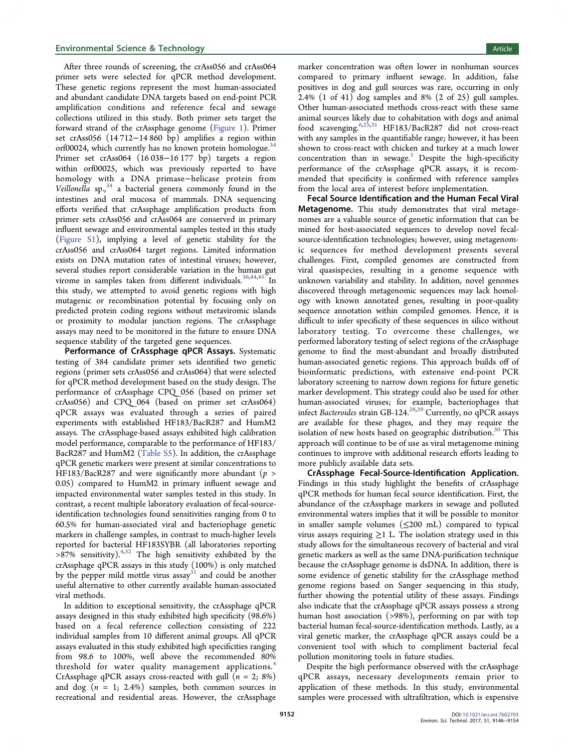After three rounds of screening, the crAss056 and crAss064 primer sets were selected for qPCR method development. These genetic regions represent the most human-associated and abundant candidate DNA targets based on end-point PCR amplification conditions and reference fecal and sewage collections utilized in this study. Both primer sets target the forward strand of the crAssphage genome (Figure 1). Primer set crAss056 (14 712−14 860 bp) amplifies a region within orf00024, which currently has no known protein homologue.[34] Primer set crAss064 (16 038−16 177 bp) targets a region within orf00025, which was previously reported to have homology with a DNA primase−helicase protein from *Veillonella* sp.,[34] a bacterial genera commonly found in the intestines and oral mucosa of mammals. DNA sequencing efforts verified that crAssphage amplification products from primer sets crAss056 and crAss064 are conserved in primary influent sewage and environmental samples tested in this study (Figure S1), implying a level of genetic stability for the crAss056 and crAss064 target regions. Limited information exists on DNA mutation rates of intestinal viruses; however, several studies report considerable variation in the human gut virome in samples taken from different individuals.[36,44,45] In this study, we attempted to avoid genetic regions with high mutagenic or recombination potential by focusing only on predicted protein coding regions without metaviromic islands or proximity to modular junction regions. The crAssphage assays may need to be monitored in the future to ensure DNA sequence stability of the targeted gene sequences.

**Performance of CrAssphage qPCR Assays.** Systematic testing of 384 candidate primer sets identified two genetic regions (primer sets crAss056 and crAss064) that were selected for qPCR method development based on the study design. The performance of crAssphage CPQ_056 (based on primer set crAss056) and CPQ_064 (based on primer set crAss064) qPCR assays was evaluated through a series of paired experiments with established HF183/BacR287 and HumM2 assays. The crAssphage-based assays exhibited high calibration model performance, comparable to the performance of HF183/BacR287 and HumM2 (Table S5). In addition, the crAssphage qPCR genetic markers were present at similar concentrations to HF183/BacR287 and were significantly more abundant ($p > 0.05$) compared to HumM2 in primary influent sewage and impacted environmental water samples tested in this study. In contrast, a recent multiple laboratory evaluation of fecal-source-identification technologies found sensitivities ranging from 0 to 60.5% for human-associated viral and bacteriophage genetic markers in challenge samples, in contrast to much-higher levels reported for bacterial HF183SYBR (all laboratories reporting >87% sensitivity).[4,32] The high sensitivity exhibited by the crAssphage qPCR assays in this study (100%) is only matched by the pepper mild mottle virus assay[31] and could be another useful alternative to other currently available human-associated viral methods.

In addition to exceptional sensitivity, the crAssphage qPCR assays designed in this study exhibited high specificity (98.6%) based on a fecal reference collection consisting of 222 individual samples from 10 different animal groups. All qPCR assays evaluated in this study exhibited high specificities ranging from 98.6 to 100%, well above the recommended 80% threshold for water quality management applications.[4] CrAssphage qPCR assays cross-reacted with gull ($n = 2$; 8%) and dog ($n = 1$; 2.4%) samples, both common sources in recreational and residential areas. However, the crAssphage marker concentration was often lower in nonhuman sources compared to primary influent sewage. In addition, false positives in dog and gull sources was rare, occurring in only 2.4% (1 of 41) dog samples and 8% (2 of 25) gull samples. Other human-associated methods cross-react with these same animal sources likely due to cohabitation with dogs and animal food scavenging.[6,25,31] HF183/BacR287 did not cross-react with any samples in the quantifiable range; however, it has been shown to cross-react with chicken and turkey at a much lower concentration than in sewage.[5] Despite the high-specificity performance of the crAssphage qPCR assays, it is recommended that specificity is confirmed with reference samples from the local area of interest before implementation.

**Fecal Source Identification and the Human Fecal Viral Metagenome.** This study demonstrates that viral metagenomes are a valuable source of genetic information that can be mined for host-associated sequences to develop novel fecal-source-identification technologies; however, using metagenomic sequences for method development presents several challenges. First, compiled genomes are constructed from viral quasispecies, resulting in a genome sequence with unknown variability and stability. In addition, novel genomes discovered through metagenomic sequences may lack homology with known annotated genes, resulting in poor-quality sequence annotation within compiled genomes. Hence, it is difficult to infer specificity of these sequences in silico without laboratory testing. To overcome these challenges, we performed laboratory testing of select regions of the crAssphage genome to find the most-abundant and broadly distributed human-associated genetic regions. This approach builds off of bioinformatic predictions, with extensive end-point PCR laboratory screening to narrow down regions for future genetic marker development. This strategy could also be used for other human-associated viruses; for example, bacteriophages that infect *Bacteroides* strain GB-124.[28,29] Currently, no qPCR assays are available for these phages, and they may require the isolation of new hosts based on geographic distribution.[30] This approach will continue to be of use as viral metagenome mining continues to improve with additional research efforts leading to more publicly available data sets.

**CrAssphage Fecal-Source-Identification Application.** Findings in this study highlight the benefits of crAssphage qPCR methods for human fecal source identification. First, the abundance of the crAssphage markers in sewage and polluted environmental waters implies that it will be possible to monitor in smaller sample volumes (≤200 mL) compared to typical virus assays requiring ≥1 L. The isolation strategy used in this study allows for the simultaneous recovery of bacterial and viral genetic markers as well as the same DNA-purification technique because the crAssphage genome is dsDNA. In addition, there is some evidence of genetic stability for the crAssphage method genome regions based on Sanger sequencing in this study, further showing the potential utility of these assays. Findings also indicate that the crAssphage qPCR assays possess a strong human host association (>98%), performing on par with top bacterial human fecal-source-identification methods. Lastly, as a viral genetic marker, the crAssphage qPCR assays could be a convenient tool with which to compliment bacterial fecal pollution monitoring tools in future studies.

Despite the high performance observed with the crAssphage qPCR assays, necessary developments remain prior to application of these methods. In this study, environmental samples were processed with ultrafiltration, which is expensive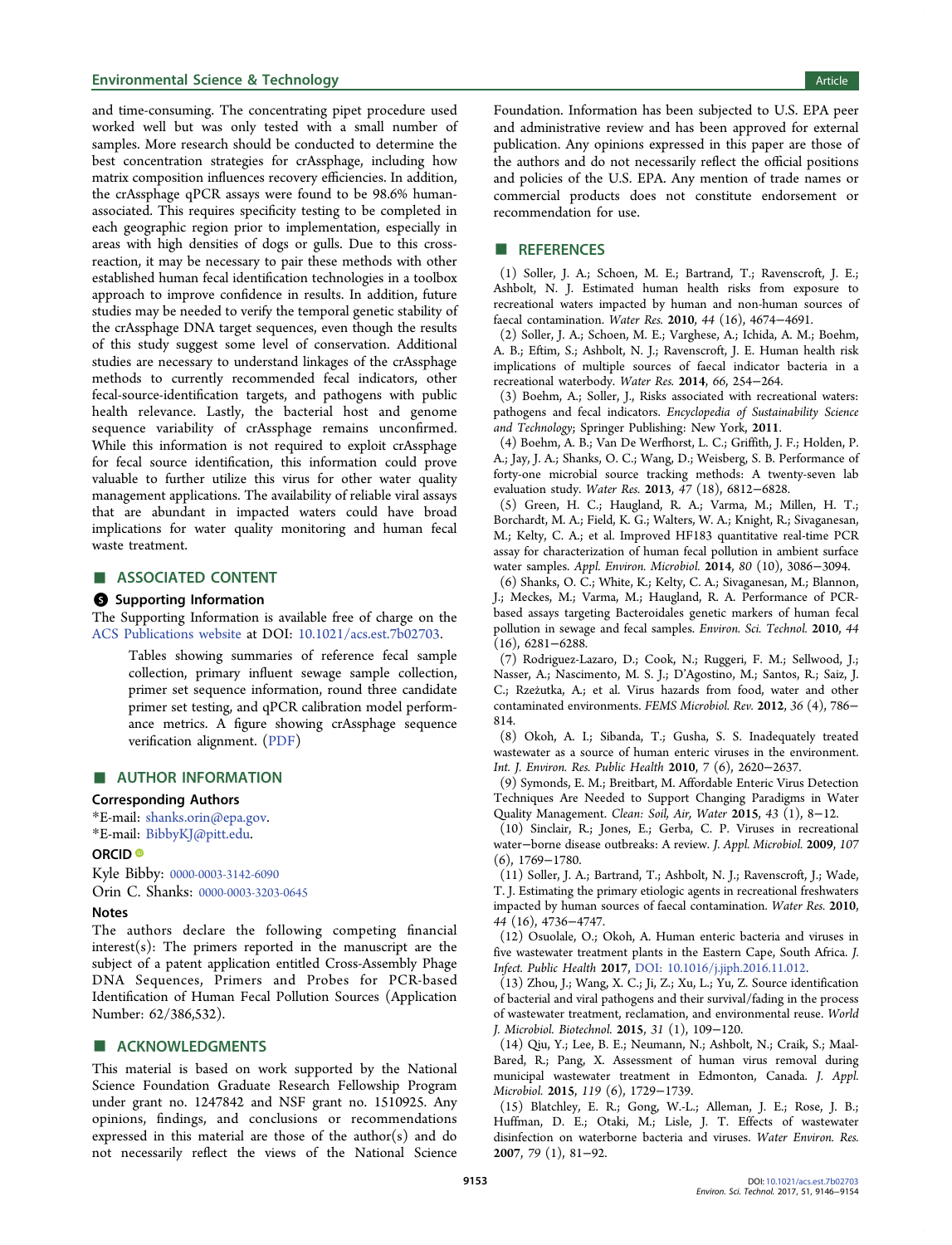and time-consuming. The concentrating pipet procedure used worked well but was only tested with a small number of samples. More research should be conducted to determine the best concentration strategies for crAssphage, including how matrix composition influences recovery efficiencies. In addition, the crAssphage qPCR assays were found to be 98.6% human-associated. This requires specificity testing to be completed in each geographic region prior to implementation, especially in areas with high densities of dogs or gulls. Due to this cross-reaction, it may be necessary to pair these methods with other established human fecal identification technologies in a toolbox approach to improve confidence in results. In addition, future studies may be needed to verify the temporal genetic stability of the crAssphage DNA target sequences, even though the results of this study suggest some level of conservation. Additional studies are necessary to understand linkages of the crAssphage methods to currently recommended fecal indicators, other fecal-source-identification targets, and pathogens with public health relevance. Lastly, the bacterial host and genome sequence variability of crAssphage remains unconfirmed. While this information is not required to exploit crAssphage for fecal source identification, this information could prove valuable to further utilize this virus for other water quality management applications. The availability of reliable viral assays that are abundant in impacted waters could have broad implications for water quality monitoring and human fecal waste treatment.

## ■ ASSOCIATED CONTENT

### Supporting Information

The Supporting Information is available free of charge on the ACS Publications website at DOI: 10.1021/acs.est.7b02703.

> Tables showing summaries of reference fecal sample collection, primary influent sewage sample collection, primer set sequence information, round three candidate primer set testing, and qPCR calibration model performance metrics. A figure showing crAssphage sequence verification alignment. (PDF)

## ■ AUTHOR INFORMATION

### Corresponding Authors

*E-mail: shanks.orin@epa.gov.

*E-mail: BibbyKJ@pitt.edu.

### ORCID

Kyle Bibby: 0000-0003-3142-6090

Orin C. Shanks: 0000-0003-3203-0645

### Notes

The authors declare the following competing financial interest(s): The primers reported in the manuscript are the subject of a patent application entitled Cross-Assembly Phage DNA Sequences, Primers and Probes for PCR-based Identification of Human Fecal Pollution Sources (Application Number: 62/386,532).

## ■ ACKNOWLEDGMENTS

This material is based on work supported by the National Science Foundation Graduate Research Fellowship Program under grant no. 1247842 and NSF grant no. 1510925. Any opinions, findings, and conclusions or recommendations expressed in this material are those of the author(s) and do not necessarily reflect the views of the National Science Foundation. Information has been subjected to U.S. EPA peer and administrative review and has been approved for external publication. Any opinions expressed in this paper are those of the authors and do not necessarily reflect the official positions and policies of the U.S. EPA. Any mention of trade names or commercial products does not constitute endorsement or recommendation for use.

## ■ REFERENCES

(1) Soller, J. A.; Schoen, M. E.; Bartrand, T.; Ravenscroft, J. E.; Ashbolt, N. J. Estimated human health risks from exposure to recreational waters impacted by human and non-human sources of faecal contamination. *Water Res.* **2010**, *44* (16), 4674−4691.

(2) Soller, J. A.; Schoen, M. E.; Varghese, A.; Ichida, A. M.; Boehm, A. B.; Eftim, S.; Ashbolt, N. J.; Ravenscroft, J. E. Human health risk implications of multiple sources of faecal indicator bacteria in a recreational waterbody. *Water Res.* **2014**, *66*, 254−264.

(3) Boehm, A.; Soller, J., Risks associated with recreational waters: pathogens and fecal indicators. *Encyclopedia of Sustainability Science and Technology*; Springer Publishing: New York, **2011**.

(4) Boehm, A. B.; Van De Werfhorst, L. C.; Griffith, J. F.; Holden, P. A.; Jay, J. A.; Shanks, O. C.; Wang, D.; Weisberg, S. B. Performance of forty-one microbial source tracking methods: A twenty-seven lab evaluation study. *Water Res.* **2013**, *47* (18), 6812−6828.

(5) Green, H. C.; Haugland, R. A.; Varma, M.; Millen, H. T.; Borchardt, M. A.; Field, K. G.; Walters, W. A.; Knight, R.; Sivaganesan, M.; Kelty, C. A.; et al. Improved HF183 quantitative real-time PCR assay for characterization of human fecal pollution in ambient surface water samples. *Appl. Environ. Microbiol.* **2014**, *80* (10), 3086−3094.

(6) Shanks, O. C.; White, K.; Kelty, C. A.; Sivaganesan, M.; Blannon, J.; Meckes, M.; Varma, M.; Haugland, R. A. Performance of PCR-based assays targeting Bacteroidales genetic markers of human fecal pollution in sewage and fecal samples. *Environ. Sci. Technol.* **2010**, *44* (16), 6281−6288.

(7) Rodriguez-Lazaro, D.; Cook, N.; Ruggeri, F. M.; Sellwood, J.; Nasser, A.; Nascimento, M. S. J.; D'Agostino, M.; Santos, R.; Saiz, J. C.; Rzeżutka, A.; et al. Virus hazards from food, water and other contaminated environments. *FEMS Microbiol. Rev.* **2012**, *36* (4), 786−814.

(8) Okoh, A. I.; Sibanda, T.; Gusha, S. S. Inadequately treated wastewater as a source of human enteric viruses in the environment. *Int. J. Environ. Res. Public Health* **2010**, *7* (6), 2620−2637.

(9) Symonds, E. M.; Breitbart, M. Affordable Enteric Virus Detection Techniques Are Needed to Support Changing Paradigms in Water Quality Management. *Clean: Soil, Air, Water* **2015**, *43* (1), 8−12.

(10) Sinclair, R.; Jones, E.; Gerba, C. P. Viruses in recreational water−borne disease outbreaks: A review. *J. Appl. Microbiol.* **2009**, *107* (6), 1769−1780.

(11) Soller, J. A.; Bartrand, T.; Ashbolt, N. J.; Ravenscroft, J.; Wade, T. J. Estimating the primary etiologic agents in recreational freshwaters impacted by human sources of faecal contamination. *Water Res.* **2010**, *44* (16), 4736−4747.

(12) Osuolale, O.; Okoh, A. Human enteric bacteria and viruses in five wastewater treatment plants in the Eastern Cape, South Africa. *J. Infect. Public Health* **2017**, DOI: 10.1016/j.jiph.2016.11.012.

(13) Zhou, J.; Wang, X. C.; Ji, Z.; Xu, L.; Yu, Z. Source identification of bacterial and viral pathogens and their survival/fading in the process of wastewater treatment, reclamation, and environmental reuse. *World J. Microbiol. Biotechnol.* **2015**, *31* (1), 109−120.

(14) Qiu, Y.; Lee, B. E.; Neumann, N.; Ashbolt, N.; Craik, S.; Maal-Bared, R.; Pang, X. Assessment of human virus removal during municipal wastewater treatment in Edmonton, Canada. *J. Appl. Microbiol.* **2015**, *119* (6), 1729−1739.

(15) Blatchley, E. R.; Gong, W.-L.; Alleman, J. E.; Rose, J. B.; Huffman, D. E.; Otaki, M.; Lisle, J. T. Effects of wastewater disinfection on waterborne bacteria and viruses. *Water Environ. Res.* **2007**, *79* (1), 81−92.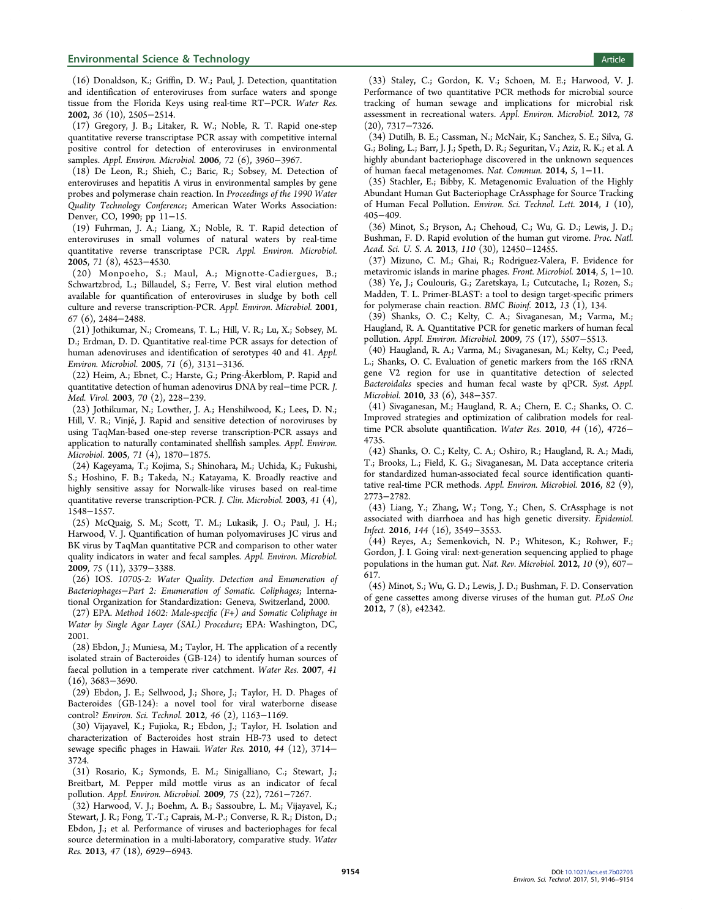(16) Donaldson, K.; Griffin, D. W.; Paul, J. Detection, quantitation and identification of enteroviruses from surface waters and sponge tissue from the Florida Keys using real-time RT−PCR. *Water Res.* **2002**, *36* (10), 2505−2514.

(17) Gregory, J. B.; Litaker, R. W.; Noble, R. T. Rapid one-step quantitative reverse transcriptase PCR assay with competitive internal positive control for detection of enteroviruses in environmental samples. *Appl. Environ. Microbiol.* **2006**, *72* (6), 3960−3967.

(18) De Leon, R.; Shieh, C.; Baric, R.; Sobsey, M. Detection of enteroviruses and hepatitis A virus in environmental samples by gene probes and polymerase chain reaction. In *Proceedings of the 1990 Water Quality Technology Conference*; American Water Works Association: Denver, CO, 1990; pp 11−15.

(19) Fuhrman, J. A.; Liang, X.; Noble, R. T. Rapid detection of enteroviruses in small volumes of natural waters by real-time quantitative reverse transcriptase PCR. *Appl. Environ. Microbiol.* **2005**, *71* (8), 4523−4530.

(20) Monpoeho, S.; Maul, A.; Mignotte-Cadiergues, B.; Schwartzbrod, L.; Billaudel, S.; Ferre, V. Best viral elution method available for quantification of enteroviruses in sludge by both cell culture and reverse transcription-PCR. *Appl. Environ. Microbiol.* **2001**, *67* (6), 2484−2488.

(21) Jothikumar, N.; Cromeans, T. L.; Hill, V. R.; Lu, X.; Sobsey, M. D.; Erdman, D. D. Quantitative real-time PCR assays for detection of human adenoviruses and identification of serotypes 40 and 41. *Appl. Environ. Microbiol.* **2005**, *71* (6), 3131−3136.

(22) Heim, A.; Ebnet, C.; Harste, G.; Pring-Åkerblom, P. Rapid and quantitative detection of human adenovirus DNA by real−time PCR. *J. Med. Virol.* **2003**, *70* (2), 228−239.

(23) Jothikumar, N.; Lowther, J. A.; Henshilwood, K.; Lees, D. N.; Hill, V. R.; Vinjé, J. Rapid and sensitive detection of noroviruses by using TaqMan-based one-step reverse transcription-PCR assays and application to naturally contaminated shellfish samples. *Appl. Environ. Microbiol.* **2005**, *71* (4), 1870−1875.

(24) Kageyama, T.; Kojima, S.; Shinohara, M.; Uchida, K.; Fukushi, S.; Hoshino, F. B.; Takeda, N.; Katayama, K. Broadly reactive and highly sensitive assay for Norwalk-like viruses based on real-time quantitative reverse transcription-PCR. *J. Clin. Microbiol.* **2003**, *41* (4), 1548−1557.

(25) McQuaig, S. M.; Scott, T. M.; Lukasik, J. O.; Paul, J. H.; Harwood, V. J. Quantification of human polyomaviruses JC virus and BK virus by TaqMan quantitative PCR and comparison to other water quality indicators in water and fecal samples. *Appl. Environ. Microbiol.* **2009**, *75* (11), 3379−3388.

(26) IOS. *10705-2: Water Quality. Detection and Enumeration of Bacteriophages*−*Part 2: Enumeration of Somatic. Coliphages*; International Organization for Standardization: Geneva, Switzerland, 2000.

(27) EPA. *Method 1602: Male-specific (F+) and Somatic Coliphage in Water by Single Agar Layer (SAL) Procedure*; EPA: Washington, DC, 2001.

(28) Ebdon, J.; Muniesa, M.; Taylor, H. The application of a recently isolated strain of Bacteroides (GB-124) to identify human sources of faecal pollution in a temperate river catchment. *Water Res.* **2007**, *41* (16), 3683−3690.

(29) Ebdon, J. E.; Sellwood, J.; Shore, J.; Taylor, H. D. Phages of Bacteroides (GB-124): a novel tool for viral waterborne disease control? *Environ. Sci. Technol.* **2012**, *46* (2), 1163−1169.

(30) Vijayavel, K.; Fujioka, R.; Ebdon, J.; Taylor, H. Isolation and characterization of Bacteroides host strain HB-73 used to detect sewage specific phages in Hawaii. *Water Res.* **2010**, *44* (12), 3714−3724.

(31) Rosario, K.; Symonds, E. M.; Sinigalliano, C.; Stewart, J.; Breitbart, M. Pepper mild mottle virus as an indicator of fecal pollution. *Appl. Environ. Microbiol.* **2009**, *75* (22), 7261−7267.

(32) Harwood, V. J.; Boehm, A. B.; Sassoubre, L. M.; Vijayavel, K.; Stewart, J. R.; Fong, T.-T.; Caprais, M.-P.; Converse, R. R.; Diston, D.; Ebdon, J.; et al. Performance of viruses and bacteriophages for fecal source determination in a multi-laboratory, comparative study. *Water Res.* **2013**, *47* (18), 6929−6943.

(33) Staley, C.; Gordon, K. V.; Schoen, M. E.; Harwood, V. J. Performance of two quantitative PCR methods for microbial source tracking of human sewage and implications for microbial risk assessment in recreational waters. *Appl. Environ. Microbiol.* **2012**, *78* (20), 7317−7326.

(34) Dutilh, B. E.; Cassman, N.; McNair, K.; Sanchez, S. E.; Silva, G. G.; Boling, L.; Barr, J. J.; Speth, D. R.; Seguritan, V.; Aziz, R. K.; et al. A highly abundant bacteriophage discovered in the unknown sequences of human faecal metagenomes. *Nat. Commun.* **2014**, *5*, 1−11.

(35) Stachler, E.; Bibby, K. Metagenomic Evaluation of the Highly Abundant Human Gut Bacteriophage CrAssphage for Source Tracking of Human Fecal Pollution. *Environ. Sci. Technol. Lett.* **2014**, *1* (10), 405−409.

(36) Minot, S.; Bryson, A.; Chehoud, C.; Wu, G. D.; Lewis, J. D.; Bushman, F. D. Rapid evolution of the human gut virome. *Proc. Natl. Acad. Sci. U. S. A.* **2013**, *110* (30), 12450−12455.

(37) Mizuno, C. M.; Ghai, R.; Rodriguez-Valera, F. Evidence for metaviromic islands in marine phages. *Front. Microbiol.* **2014**, *5*, 1−10.

(38) Ye, J.; Coulouris, G.; Zaretskaya, I.; Cutcutache, I.; Rozen, S.; Madden, T. L. Primer-BLAST: a tool to design target-specific primers for polymerase chain reaction. *BMC Bioinf.* **2012**, *13* (1), 134.

(39) Shanks, O. C.; Kelty, C. A.; Sivaganesan, M.; Varma, M.; Haugland, R. A. Quantitative PCR for genetic markers of human fecal pollution. *Appl. Environ. Microbiol.* **2009**, *75* (17), 5507−5513.

(40) Haugland, R. A.; Varma, M.; Sivaganesan, M.; Kelty, C.; Peed, L.; Shanks, O. C. Evaluation of genetic markers from the 16S rRNA gene V2 region for use in quantitative detection of selected *Bacteroidales* species and human fecal waste by qPCR. *Syst. Appl. Microbiol.* **2010**, *33* (6), 348−357.

(41) Sivaganesan, M.; Haugland, R. A.; Chern, E. C.; Shanks, O. C. Improved strategies and optimization of calibration models for real-time PCR absolute quantification. *Water Res.* **2010**, *44* (16), 4726−4735.

(42) Shanks, O. C.; Kelty, C. A.; Oshiro, R.; Haugland, R. A.; Madi, T.; Brooks, L.; Field, K. G.; Sivaganesan, M. Data acceptance criteria for standardized human-associated fecal source identification quantitative real-time PCR methods. *Appl. Environ. Microbiol.* **2016**, *82* (9), 2773−2782.

(43) Liang, Y.; Zhang, W.; Tong, Y.; Chen, S. CrAssphage is not associated with diarrhoea and has high genetic diversity. *Epidemiol. Infect.* **2016**, *144* (16), 3549−3553.

(44) Reyes, A.; Semenkovich, N. P.; Whiteson, K.; Rohwer, F.; Gordon, J. I. Going viral: next-generation sequencing applied to phage populations in the human gut. *Nat. Rev. Microbiol.* **2012**, *10* (9), 607−617.

(45) Minot, S.; Wu, G. D.; Lewis, J. D.; Bushman, F. D. Conservation of gene cassettes among diverse viruses of the human gut. *PLoS One* **2012**, *7* (8), e42342.